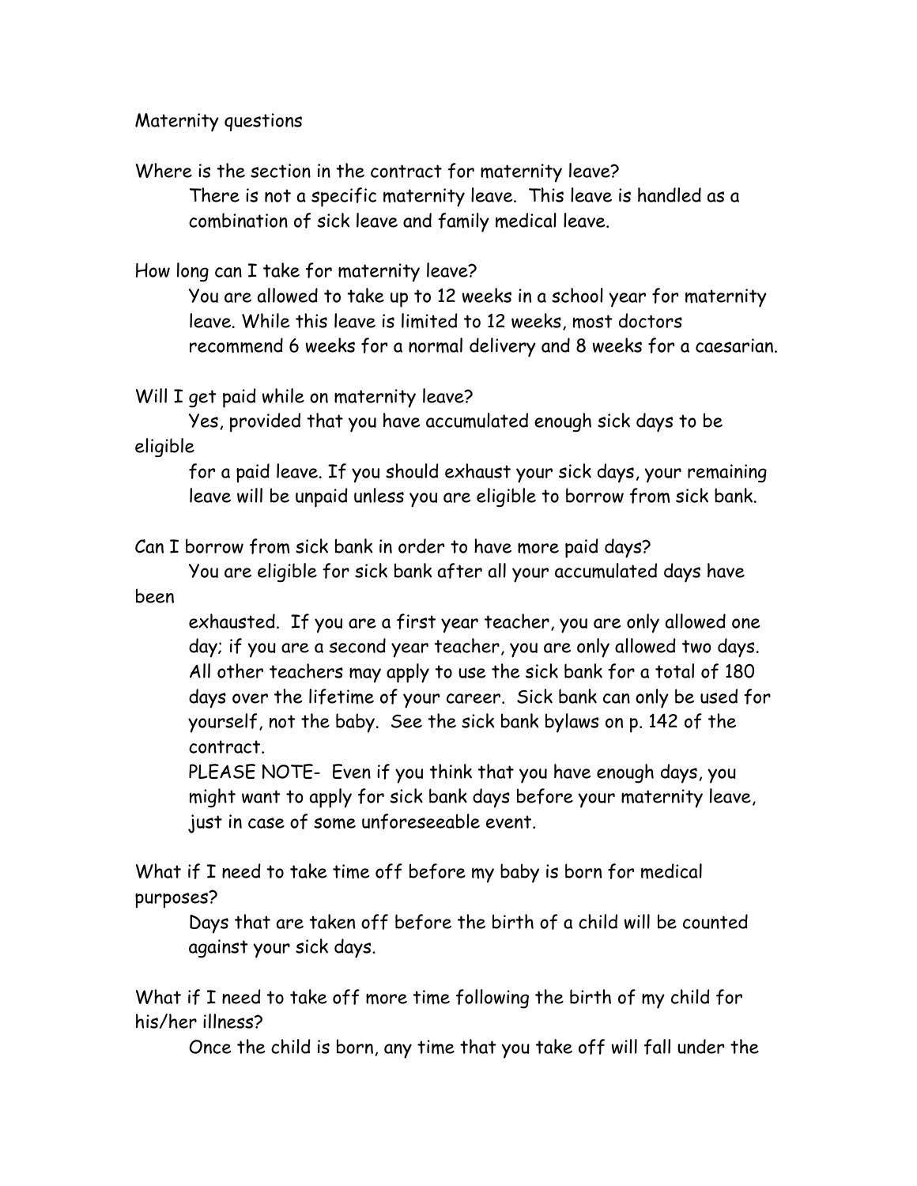Maternity questions

Where is the section in the contract for maternity leave?

There is not a specific maternity leave. This leave is handled as a combination of sick leave and family medical leave.

How long can I take for maternity leave?

You are allowed to take up to 12 weeks in a school year for maternity leave. While this leave is limited to 12 weeks, most doctors recommend 6 weeks for a normal delivery and 8 weeks for a caesarian.

Will I get paid while on maternity leave?

Yes, provided that you have accumulated enough sick days to be eligible for a paid leave. If you should exhaust your sick days, your remaining leave will be unpaid unless you are eligible to borrow from sick bank.

Can I borrow from sick bank in order to have more paid days?

You are eligible for sick bank after all your accumulated days have been exhausted. If you are a first year teacher, you are only allowed one day; if you are a second year teacher, you are only allowed two days. All other teachers may apply to use the sick bank for a total of 180 days over the lifetime of your career. Sick bank can only be used for yourself, not the baby. See the sick bank bylaws on p. 142 of the contract.

PLEASE NOTE- Even if you think that you have enough days, you might want to apply for sick bank days before your maternity leave, just in case of some unforeseeable event.

What if I need to take time off before my baby is born for medical purposes?

Days that are taken off before the birth of a child will be counted against your sick days.

What if I need to take off more time following the birth of my child for his/her illness?

Once the child is born, any time that you take off will fall under the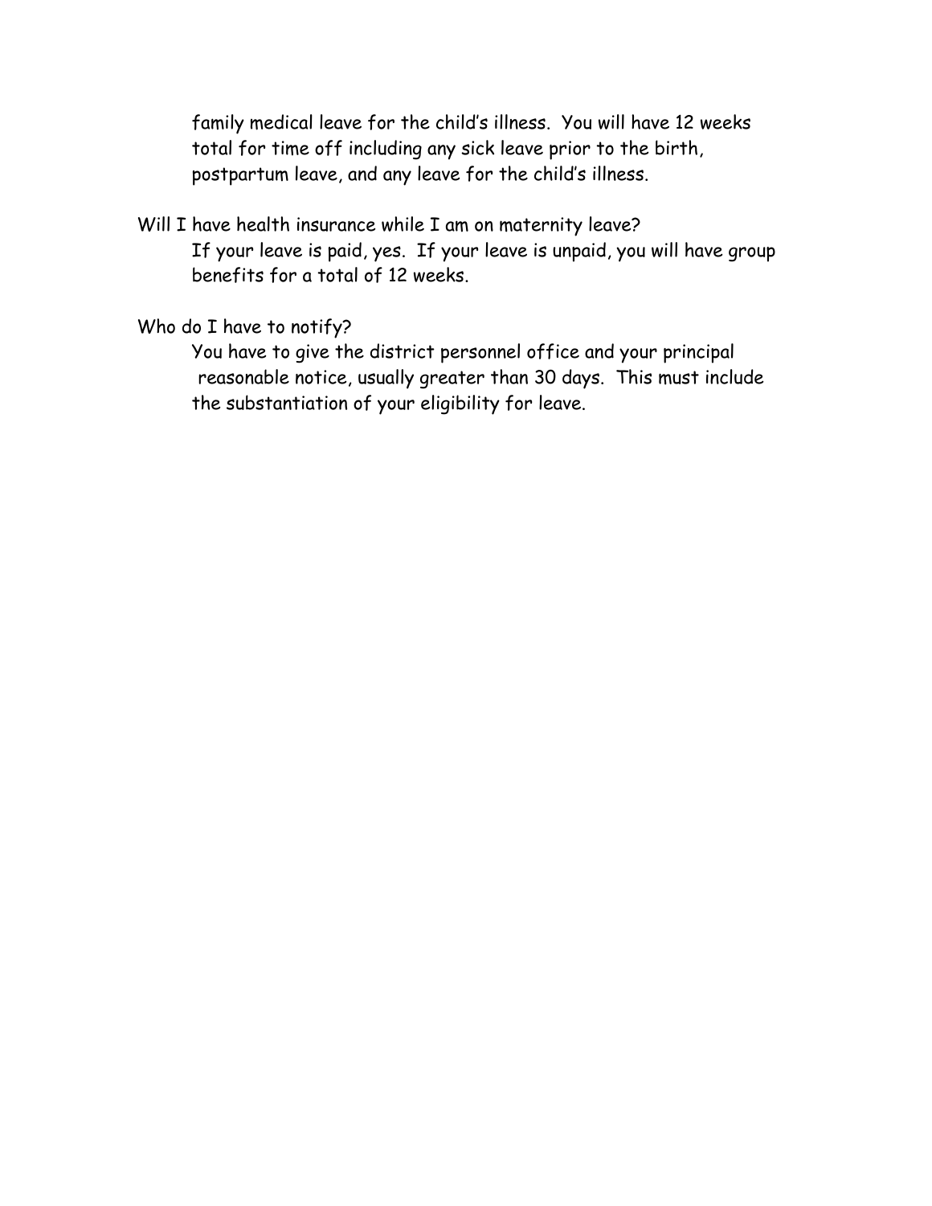family medical leave for the child's illness. You will have 12 weeks total for time off including any sick leave prior to the birth, postpartum leave, and any leave for the child's illness.

Will I have health insurance while I am on maternity leave?

If your leave is paid, yes. If your leave is unpaid, you will have group benefits for a total of 12 weeks.

Who do I have to notify?

You have to give the district personnel office and your principal reasonable notice, usually greater than 30 days. This must include the substantiation of your eligibility for leave.